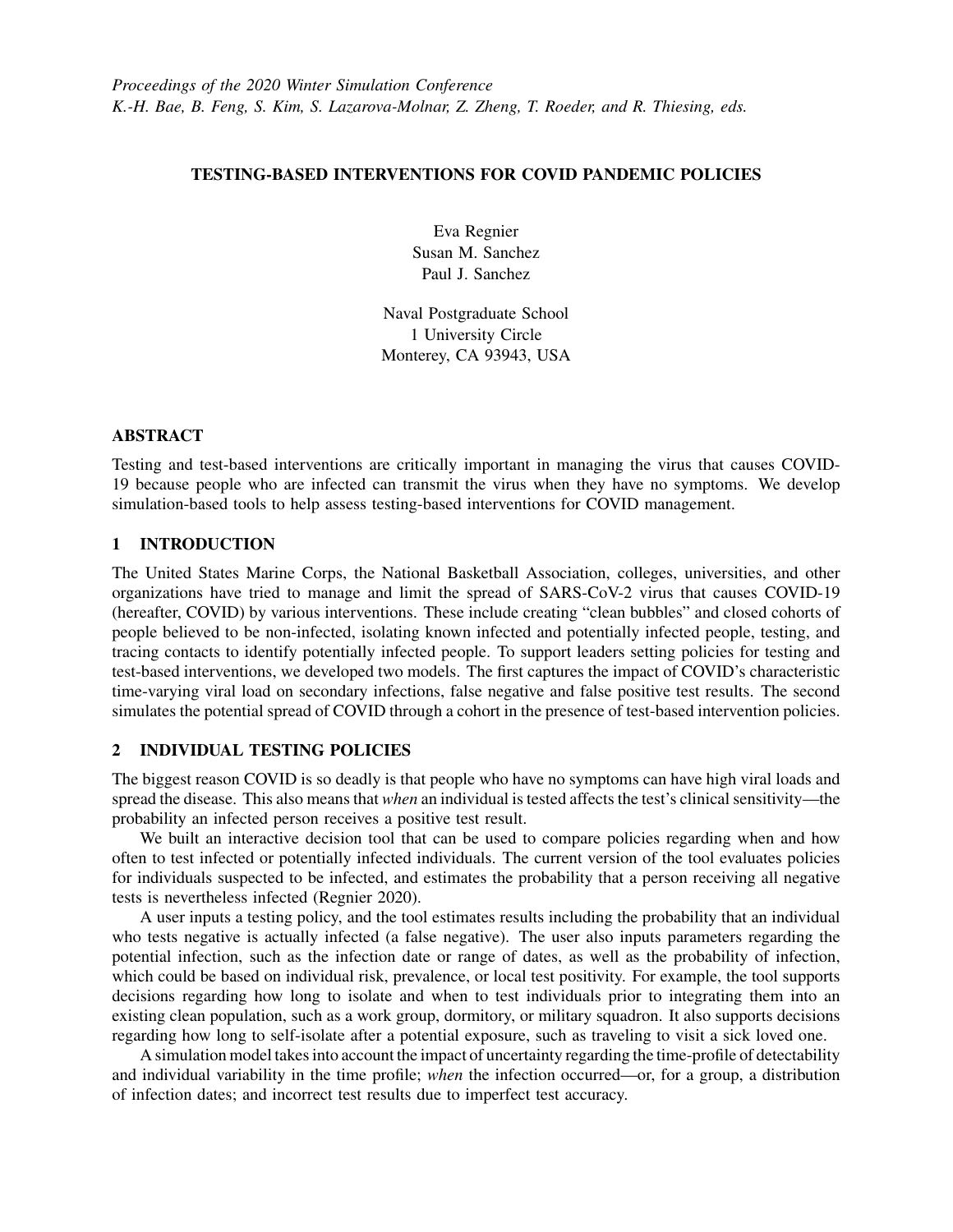*Proceedings of the 2020 Winter Simulation Conference*
*K.-H. Bae, B. Feng, S. Kim, S. Lazarova-Molnar, Z. Zheng, T. Roeder, and R. Thiesing, eds.*

# TESTING-BASED INTERVENTIONS FOR COVID PANDEMIC POLICIES

Eva Regnier
Susan M. Sanchez
Paul J. Sanchez

Naval Postgraduate School
1 University Circle
Monterey, CA 93943, USA

## ABSTRACT

Testing and test-based interventions are critically important in managing the virus that causes COVID-19 because people who are infected can transmit the virus when they have no symptoms. We develop simulation-based tools to help assess testing-based interventions for COVID management.

## 1 INTRODUCTION

The United States Marine Corps, the National Basketball Association, colleges, universities, and other organizations have tried to manage and limit the spread of SARS-CoV-2 virus that causes COVID-19 (hereafter, COVID) by various interventions. These include creating "clean bubbles" and closed cohorts of people believed to be non-infected, isolating known infected and potentially infected people, testing, and tracing contacts to identify potentially infected people. To support leaders setting policies for testing and test-based interventions, we developed two models. The first captures the impact of COVID's characteristic time-varying viral load on secondary infections, false negative and false positive test results. The second simulates the potential spread of COVID through a cohort in the presence of test-based intervention policies.

## 2 INDIVIDUAL TESTING POLICIES

The biggest reason COVID is so deadly is that people who have no symptoms can have high viral loads and spread the disease. This also means that *when* an individual is tested affects the test's clinical sensitivity—the probability an infected person receives a positive test result.

We built an interactive decision tool that can be used to compare policies regarding when and how often to test infected or potentially infected individuals. The current version of the tool evaluates policies for individuals suspected to be infected, and estimates the probability that a person receiving all negative tests is nevertheless infected (Regnier 2020).

A user inputs a testing policy, and the tool estimates results including the probability that an individual who tests negative is actually infected (a false negative). The user also inputs parameters regarding the potential infection, such as the infection date or range of dates, as well as the probability of infection, which could be based on individual risk, prevalence, or local test positivity. For example, the tool supports decisions regarding how long to isolate and when to test individuals prior to integrating them into an existing clean population, such as a work group, dormitory, or military squadron. It also supports decisions regarding how long to self-isolate after a potential exposure, such as traveling to visit a sick loved one.

A simulation model takes into account the impact of uncertainty regarding the time-profile of detectability and individual variability in the time profile; *when* the infection occurred—or, for a group, a distribution of infection dates; and incorrect test results due to imperfect test accuracy.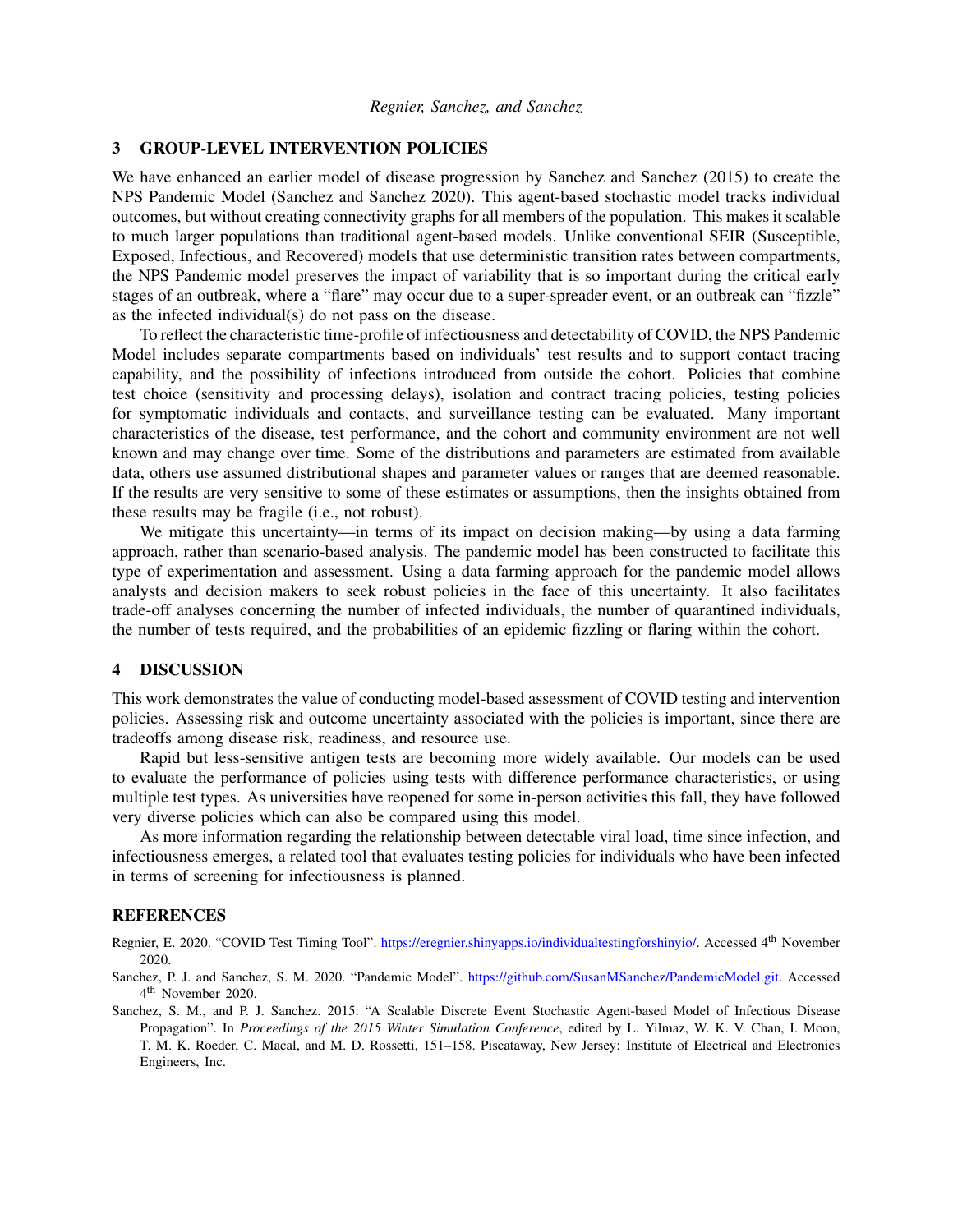## 3 GROUP-LEVEL INTERVENTION POLICIES

We have enhanced an earlier model of disease progression by Sanchez and Sanchez (2015) to create the NPS Pandemic Model (Sanchez and Sanchez 2020). This agent-based stochastic model tracks individual outcomes, but without creating connectivity graphs for all members of the population. This makes it scalable to much larger populations than traditional agent-based models. Unlike conventional SEIR (Susceptible, Exposed, Infectious, and Recovered) models that use deterministic transition rates between compartments, the NPS Pandemic model preserves the impact of variability that is so important during the critical early stages of an outbreak, where a "flare" may occur due to a super-spreader event, or an outbreak can "fizzle" as the infected individual(s) do not pass on the disease.

To reflect the characteristic time-profile of infectiousness and detectability of COVID, the NPS Pandemic Model includes separate compartments based on individuals' test results and to support contact tracing capability, and the possibility of infections introduced from outside the cohort. Policies that combine test choice (sensitivity and processing delays), isolation and contract tracing policies, testing policies for symptomatic individuals and contacts, and surveillance testing can be evaluated. Many important characteristics of the disease, test performance, and the cohort and community environment are not well known and may change over time. Some of the distributions and parameters are estimated from available data, others use assumed distributional shapes and parameter values or ranges that are deemed reasonable. If the results are very sensitive to some of these estimates or assumptions, then the insights obtained from these results may be fragile (i.e., not robust).

We mitigate this uncertainty—in terms of its impact on decision making—by using a data farming approach, rather than scenario-based analysis. The pandemic model has been constructed to facilitate this type of experimentation and assessment. Using a data farming approach for the pandemic model allows analysts and decision makers to seek robust policies in the face of this uncertainty. It also facilitates trade-off analyses concerning the number of infected individuals, the number of quarantined individuals, the number of tests required, and the probabilities of an epidemic fizzling or flaring within the cohort.

## 4 DISCUSSION

This work demonstrates the value of conducting model-based assessment of COVID testing and intervention policies. Assessing risk and outcome uncertainty associated with the policies is important, since there are tradeoffs among disease risk, readiness, and resource use.

Rapid but less-sensitive antigen tests are becoming more widely available. Our models can be used to evaluate the performance of policies using tests with difference performance characteristics, or using multiple test types. As universities have reopened for some in-person activities this fall, they have followed very diverse policies which can also be compared using this model.

As more information regarding the relationship between detectable viral load, time since infection, and infectiousness emerges, a related tool that evaluates testing policies for individuals who have been infected in terms of screening for infectiousness is planned.

## REFERENCES

Regnier, E. 2020. "COVID Test Timing Tool". https://eregnier.shinyapps.io/individualtestingforshinyio/. Accessed 4th November 2020.

Sanchez, P. J. and Sanchez, S. M. 2020. "Pandemic Model". https://github.com/SusanMSanchez/PandemicModel.git. Accessed 4th November 2020.

Sanchez, S. M., and P. J. Sanchez. 2015. "A Scalable Discrete Event Stochastic Agent-based Model of Infectious Disease Propagation". In *Proceedings of the 2015 Winter Simulation Conference*, edited by L. Yilmaz, W. K. V. Chan, I. Moon, T. M. K. Roeder, C. Macal, and M. D. Rossetti, 151–158. Piscataway, New Jersey: Institute of Electrical and Electronics Engineers, Inc.